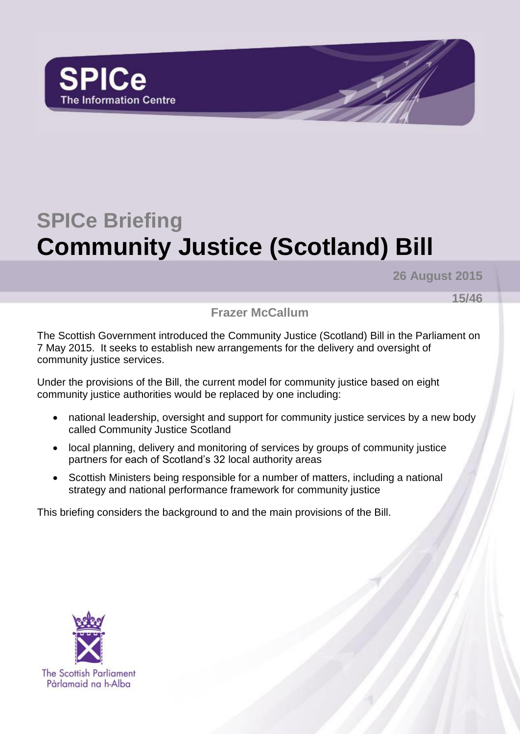SPICe
The Information Centre

# SPICe Briefing
# Community Justice (Scotland) Bill

**26 August 2015**

**15/46**

**Frazer McCallum**

The Scottish Government introduced the Community Justice (Scotland) Bill in the Parliament on 7 May 2015. It seeks to establish new arrangements for the delivery and oversight of community justice services.

Under the provisions of the Bill, the current model for community justice based on eight community justice authorities would be replaced by one including:

- national leadership, oversight and support for community justice services by a new body called Community Justice Scotland
- local planning, delivery and monitoring of services by groups of community justice partners for each of Scotland's 32 local authority areas
- Scottish Ministers being responsible for a number of matters, including a national strategy and national performance framework for community justice

This briefing considers the background to and the main provisions of the Bill.

The Scottish Parliament
Pàrlamaid na h-Alba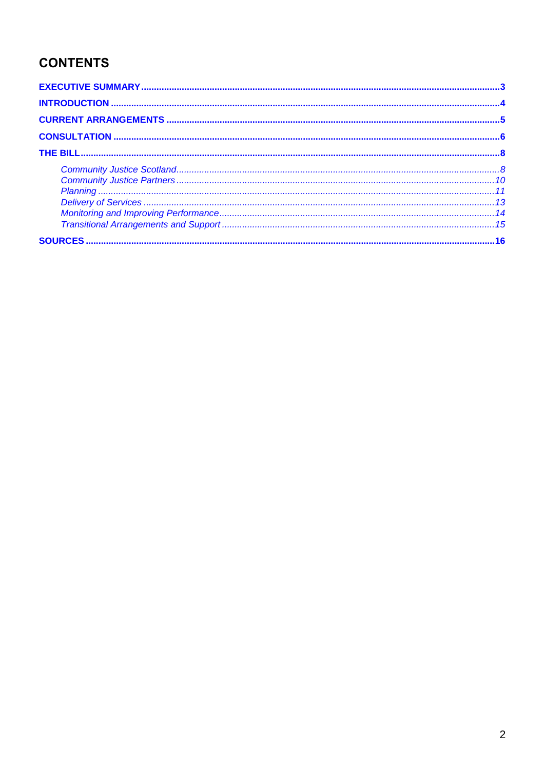## CONTENTS

**EXECUTIVE SUMMARY** .......... 3

**INTRODUCTION** .......... 4

**CURRENT ARRANGEMENTS** .......... 5

**CONSULTATION** .......... 6

**THE BILL** .......... 8

- *Community Justice Scotland* .......... *8*
- *Community Justice Partners* .......... *10*
- *Planning* .......... *11*
- *Delivery of Services* .......... *13*
- *Monitoring and Improving Performance* .......... *14*
- *Transitional Arrangements and Support* .......... *15*

**SOURCES** .......... 16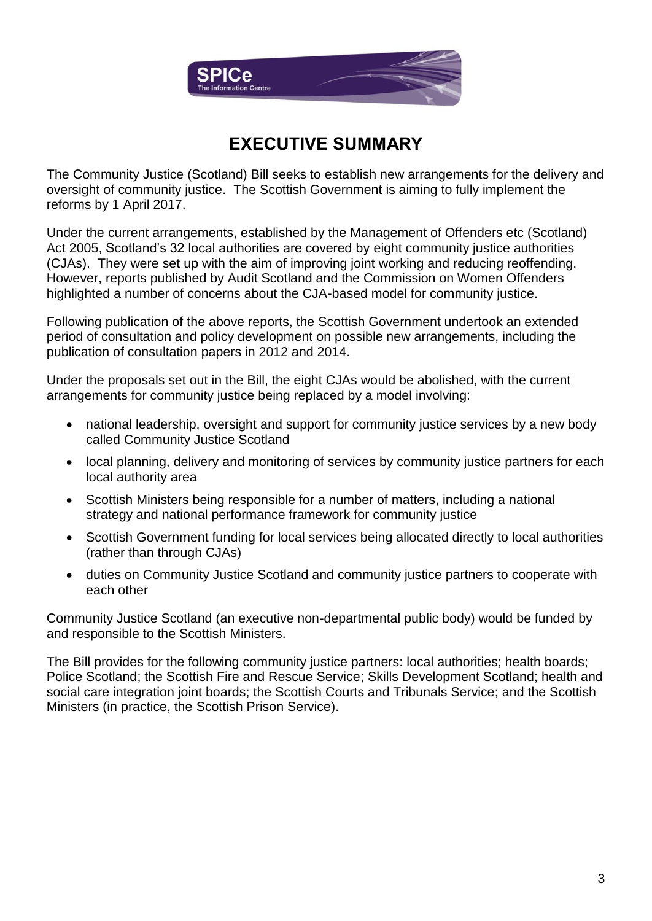# EXECUTIVE SUMMARY

The Community Justice (Scotland) Bill seeks to establish new arrangements for the delivery and oversight of community justice. The Scottish Government is aiming to fully implement the reforms by 1 April 2017.

Under the current arrangements, established by the Management of Offenders etc (Scotland) Act 2005, Scotland's 32 local authorities are covered by eight community justice authorities (CJAs). They were set up with the aim of improving joint working and reducing reoffending. However, reports published by Audit Scotland and the Commission on Women Offenders highlighted a number of concerns about the CJA-based model for community justice.

Following publication of the above reports, the Scottish Government undertook an extended period of consultation and policy development on possible new arrangements, including the publication of consultation papers in 2012 and 2014.

Under the proposals set out in the Bill, the eight CJAs would be abolished, with the current arrangements for community justice being replaced by a model involving:

- national leadership, oversight and support for community justice services by a new body called Community Justice Scotland
- local planning, delivery and monitoring of services by community justice partners for each local authority area
- Scottish Ministers being responsible for a number of matters, including a national strategy and national performance framework for community justice
- Scottish Government funding for local services being allocated directly to local authorities (rather than through CJAs)
- duties on Community Justice Scotland and community justice partners to cooperate with each other

Community Justice Scotland (an executive non-departmental public body) would be funded by and responsible to the Scottish Ministers.

The Bill provides for the following community justice partners: local authorities; health boards; Police Scotland; the Scottish Fire and Rescue Service; Skills Development Scotland; health and social care integration joint boards; the Scottish Courts and Tribunals Service; and the Scottish Ministers (in practice, the Scottish Prison Service).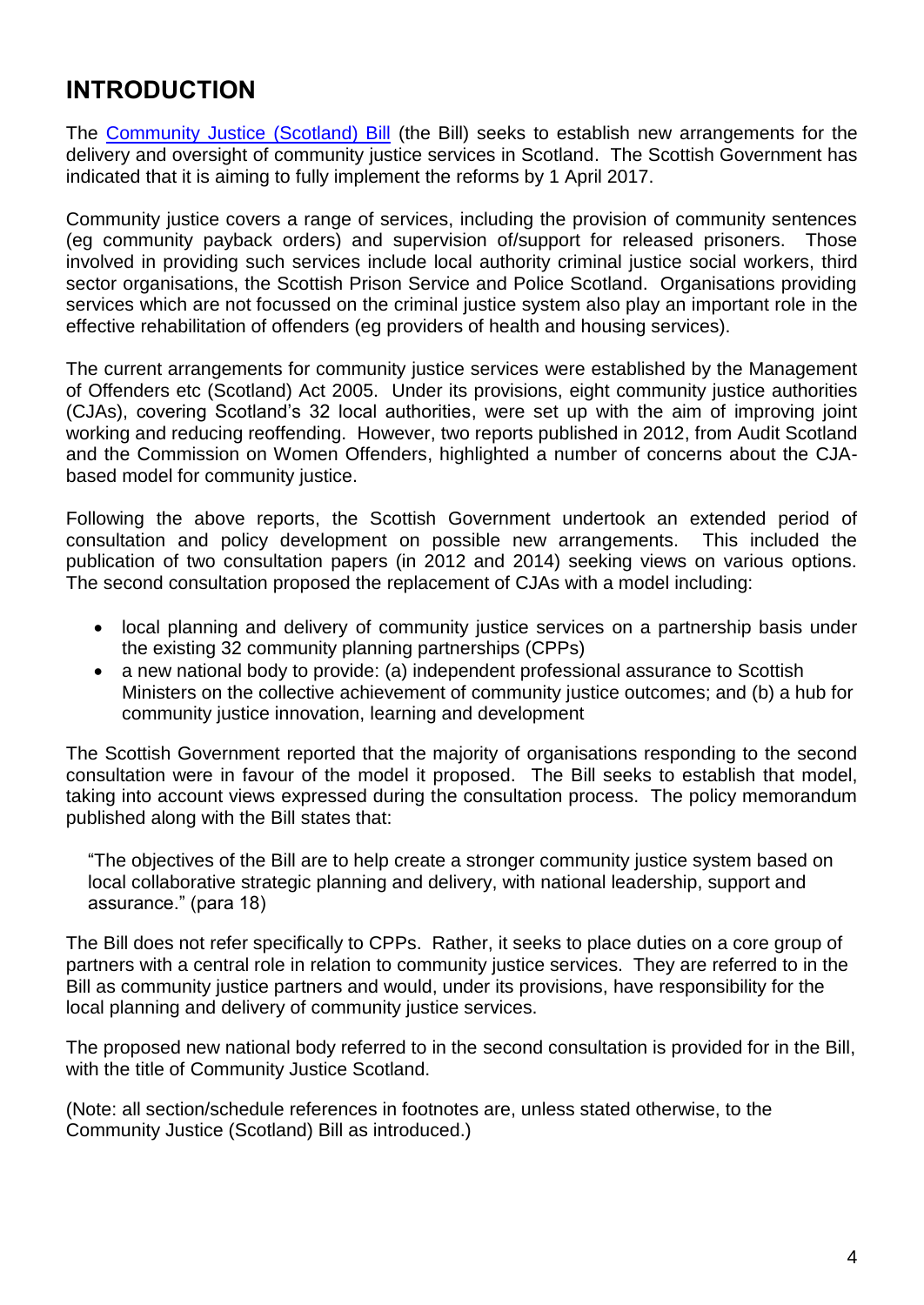# INTRODUCTION

The [Community Justice (Scotland) Bill](#) (the Bill) seeks to establish new arrangements for the delivery and oversight of community justice services in Scotland. The Scottish Government has indicated that it is aiming to fully implement the reforms by 1 April 2017.

Community justice covers a range of services, including the provision of community sentences (eg community payback orders) and supervision of/support for released prisoners. Those involved in providing such services include local authority criminal justice social workers, third sector organisations, the Scottish Prison Service and Police Scotland. Organisations providing services which are not focussed on the criminal justice system also play an important role in the effective rehabilitation of offenders (eg providers of health and housing services).

The current arrangements for community justice services were established by the Management of Offenders etc (Scotland) Act 2005. Under its provisions, eight community justice authorities (CJAs), covering Scotland's 32 local authorities, were set up with the aim of improving joint working and reducing reoffending. However, two reports published in 2012, from Audit Scotland and the Commission on Women Offenders, highlighted a number of concerns about the CJA-based model for community justice.

Following the above reports, the Scottish Government undertook an extended period of consultation and policy development on possible new arrangements. This included the publication of two consultation papers (in 2012 and 2014) seeking views on various options. The second consultation proposed the replacement of CJAs with a model including:

- local planning and delivery of community justice services on a partnership basis under the existing 32 community planning partnerships (CPPs)
- a new national body to provide: (a) independent professional assurance to Scottish Ministers on the collective achievement of community justice outcomes; and (b) a hub for community justice innovation, learning and development

The Scottish Government reported that the majority of organisations responding to the second consultation were in favour of the model it proposed. The Bill seeks to establish that model, taking into account views expressed during the consultation process. The policy memorandum published along with the Bill states that:

> "The objectives of the Bill are to help create a stronger community justice system based on local collaborative strategic planning and delivery, with national leadership, support and assurance." (para 18)

The Bill does not refer specifically to CPPs. Rather, it seeks to place duties on a core group of partners with a central role in relation to community justice services. They are referred to in the Bill as community justice partners and would, under its provisions, have responsibility for the local planning and delivery of community justice services.

The proposed new national body referred to in the second consultation is provided for in the Bill, with the title of Community Justice Scotland.

(Note: all section/schedule references in footnotes are, unless stated otherwise, to the Community Justice (Scotland) Bill as introduced.)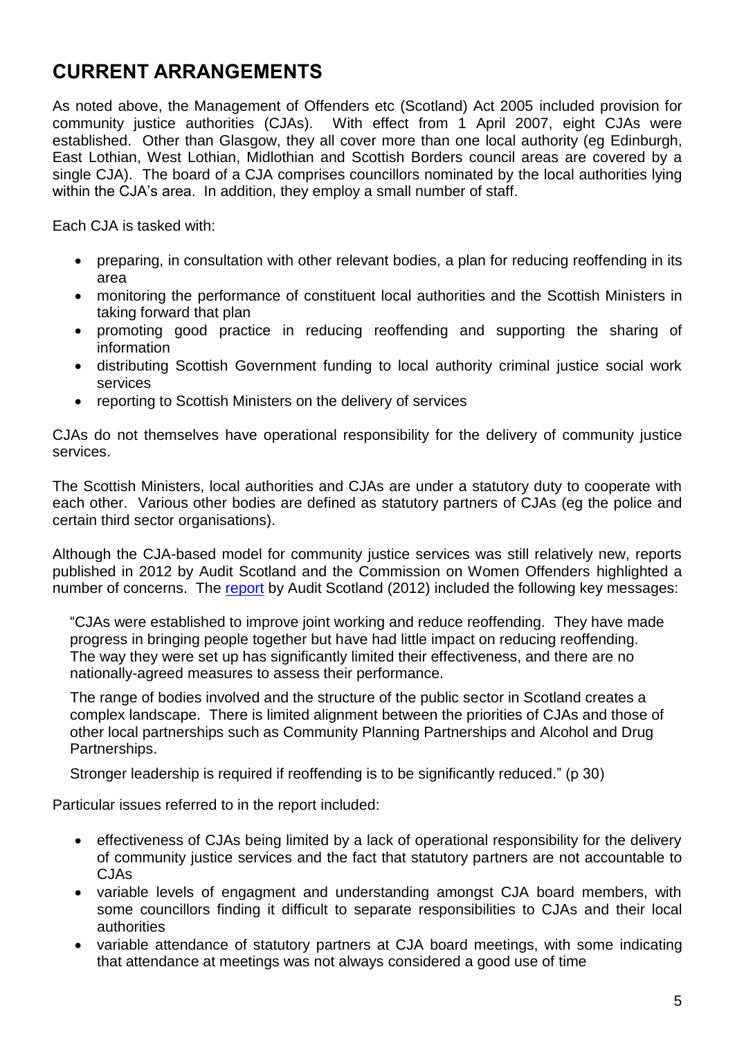## CURRENT ARRANGEMENTS

As noted above, the Management of Offenders etc (Scotland) Act 2005 included provision for community justice authorities (CJAs). With effect from 1 April 2007, eight CJAs were established. Other than Glasgow, they all cover more than one local authority (eg Edinburgh, East Lothian, West Lothian, Midlothian and Scottish Borders council areas are covered by a single CJA). The board of a CJA comprises councillors nominated by the local authorities lying within the CJA's area. In addition, they employ a small number of staff.

Each CJA is tasked with:

- preparing, in consultation with other relevant bodies, a plan for reducing reoffending in its area
- monitoring the performance of constituent local authorities and the Scottish Ministers in taking forward that plan
- promoting good practice in reducing reoffending and supporting the sharing of information
- distributing Scottish Government funding to local authority criminal justice social work services
- reporting to Scottish Ministers on the delivery of services

CJAs do not themselves have operational responsibility for the delivery of community justice services.

The Scottish Ministers, local authorities and CJAs are under a statutory duty to cooperate with each other. Various other bodies are defined as statutory partners of CJAs (eg the police and certain third sector organisations).

Although the CJA-based model for community justice services was still relatively new, reports published in 2012 by Audit Scotland and the Commission on Women Offenders highlighted a number of concerns. The report by Audit Scotland (2012) included the following key messages:

> "CJAs were established to improve joint working and reduce reoffending. They have made progress in bringing people together but have had little impact on reducing reoffending. The way they were set up has significantly limited their effectiveness, and there are no nationally-agreed measures to assess their performance.
>
> The range of bodies involved and the structure of the public sector in Scotland creates a complex landscape. There is limited alignment between the priorities of CJAs and those of other local partnerships such as Community Planning Partnerships and Alcohol and Drug Partnerships.
>
> Stronger leadership is required if reoffending is to be significantly reduced." (p 30)

Particular issues referred to in the report included:

- effectiveness of CJAs being limited by a lack of operational responsibility for the delivery of community justice services and the fact that statutory partners are not accountable to CJAs
- variable levels of engagment and understanding amongst CJA board members, with some councillors finding it difficult to separate responsibilities to CJAs and their local authorities
- variable attendance of statutory partners at CJA board meetings, with some indicating that attendance at meetings was not always considered a good use of time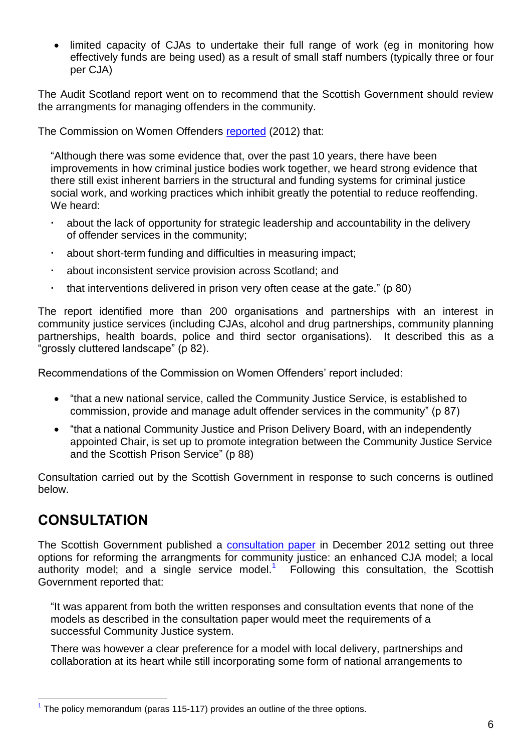- limited capacity of CJAs to undertake their full range of work (eg in monitoring how effectively funds are being used) as a result of small staff numbers (typically three or four per CJA)

The Audit Scotland report went on to recommend that the Scottish Government should review the arrangments for managing offenders in the community.

The Commission on Women Offenders reported (2012) that:

> "Although there was some evidence that, over the past 10 years, there have been improvements in how criminal justice bodies work together, we heard strong evidence that there still exist inherent barriers in the structural and funding systems for criminal justice social work, and working practices which inhibit greatly the potential to reduce reoffending. We heard:
>
> - about the lack of opportunity for strategic leadership and accountability in the delivery of offender services in the community;
> - about short-term funding and difficulties in measuring impact;
> - about inconsistent service provision across Scotland; and
> - that interventions delivered in prison very often cease at the gate." (p 80)

The report identified more than 200 organisations and partnerships with an interest in community justice services (including CJAs, alcohol and drug partnerships, community planning partnerships, health boards, police and third sector organisations). It described this as a "grossly cluttered landscape" (p 82).

Recommendations of the Commission on Women Offenders' report included:

- "that a new national service, called the Community Justice Service, is established to commission, provide and manage adult offender services in the community" (p 87)
- "that a national Community Justice and Prison Delivery Board, with an independently appointed Chair, is set up to promote integration between the Community Justice Service and the Scottish Prison Service" (p 88)

Consultation carried out by the Scottish Government in response to such concerns is outlined below.

## CONSULTATION

The Scottish Government published a consultation paper in December 2012 setting out three options for reforming the arrangments for community justice: an enhanced CJA model; a local authority model; and a single service model.[1] Following this consultation, the Scottish Government reported that:

> "It was apparent from both the written responses and consultation events that none of the models as described in the consultation paper would meet the requirements of a successful Community Justice system.
>
> There was however a clear preference for a model with local delivery, partnerships and collaboration at its heart while still incorporating some form of national arrangements to

[1] The policy memorandum (paras 115-117) provides an outline of the three options.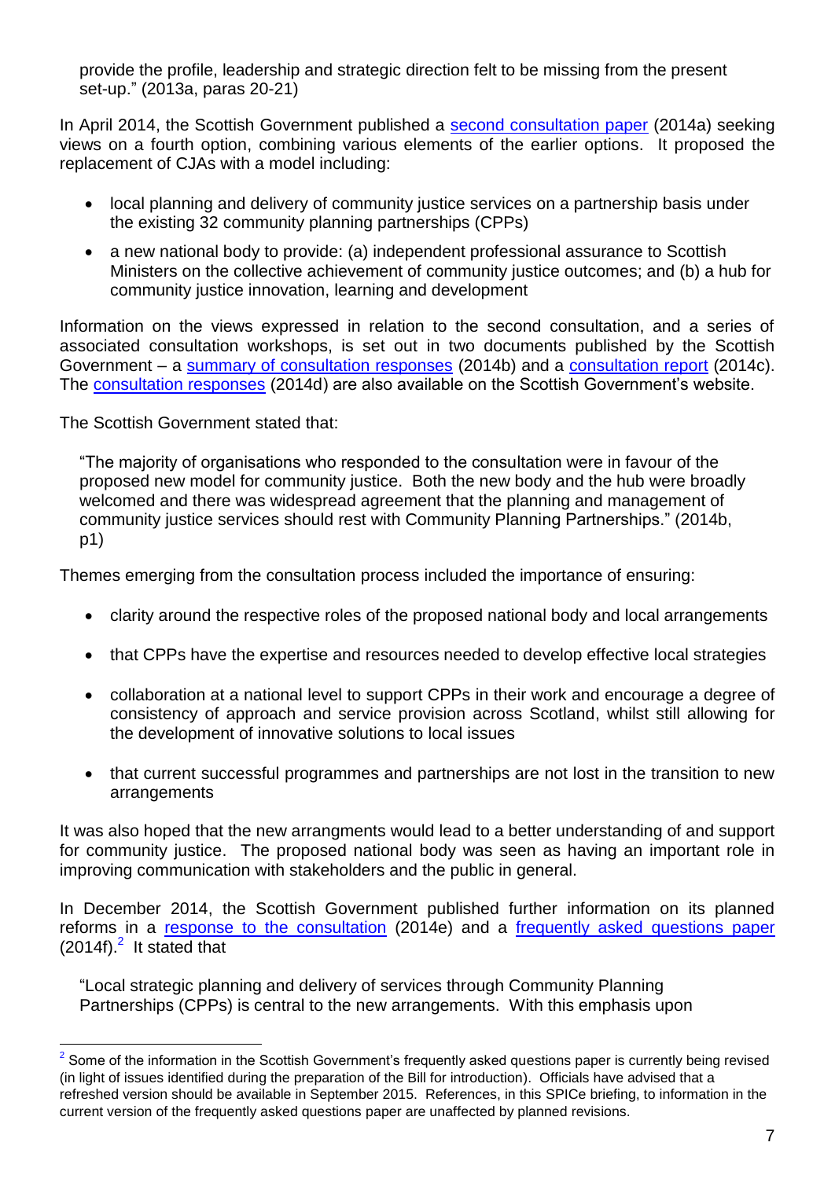provide the profile, leadership and strategic direction felt to be missing from the present set-up." (2013a, paras 20-21)

In April 2014, the Scottish Government published a second consultation paper (2014a) seeking views on a fourth option, combining various elements of the earlier options. It proposed the replacement of CJAs with a model including:

- local planning and delivery of community justice services on a partnership basis under the existing 32 community planning partnerships (CPPs)
- a new national body to provide: (a) independent professional assurance to Scottish Ministers on the collective achievement of community justice outcomes; and (b) a hub for community justice innovation, learning and development

Information on the views expressed in relation to the second consultation, and a series of associated consultation workshops, is set out in two documents published by the Scottish Government – a summary of consultation responses (2014b) and a consultation report (2014c). The consultation responses (2014d) are also available on the Scottish Government's website.

The Scottish Government stated that:

> "The majority of organisations who responded to the consultation were in favour of the proposed new model for community justice. Both the new body and the hub were broadly welcomed and there was widespread agreement that the planning and management of community justice services should rest with Community Planning Partnerships." (2014b, p1)

Themes emerging from the consultation process included the importance of ensuring:

- clarity around the respective roles of the proposed national body and local arrangements
- that CPPs have the expertise and resources needed to develop effective local strategies
- collaboration at a national level to support CPPs in their work and encourage a degree of consistency of approach and service provision across Scotland, whilst still allowing for the development of innovative solutions to local issues
- that current successful programmes and partnerships are not lost in the transition to new arrangements

It was also hoped that the new arrangments would lead to a better understanding of and support for community justice. The proposed national body was seen as having an important role in improving communication with stakeholders and the public in general.

In December 2014, the Scottish Government published further information on its planned reforms in a response to the consultation (2014e) and a frequently asked questions paper (2014f).[2] It stated that

> "Local strategic planning and delivery of services through Community Planning Partnerships (CPPs) is central to the new arrangements. With this emphasis upon

---

[2] Some of the information in the Scottish Government's frequently asked questions paper is currently being revised (in light of issues identified during the preparation of the Bill for introduction). Officials have advised that a refreshed version should be available in September 2015. References, in this SPICe briefing, to information in the current version of the frequently asked questions paper are unaffected by planned revisions.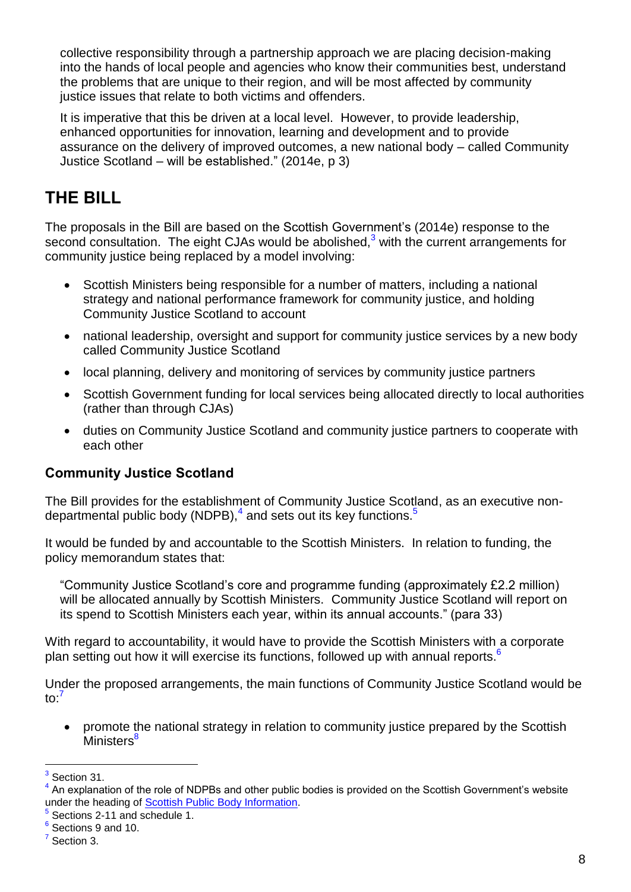collective responsibility through a partnership approach we are placing decision-making into the hands of local people and agencies who know their communities best, understand the problems that are unique to their region, and will be most affected by community justice issues that relate to both victims and offenders.

It is imperative that this be driven at a local level. However, to provide leadership, enhanced opportunities for innovation, learning and development and to provide assurance on the delivery of improved outcomes, a new national body – called Community Justice Scotland – will be established." (2014e, p 3)

# THE BILL

The proposals in the Bill are based on the Scottish Government's (2014e) response to the second consultation. The eight CJAs would be abolished,[3] with the current arrangements for community justice being replaced by a model involving:

- Scottish Ministers being responsible for a number of matters, including a national strategy and national performance framework for community justice, and holding Community Justice Scotland to account
- national leadership, oversight and support for community justice services by a new body called Community Justice Scotland
- local planning, delivery and monitoring of services by community justice partners
- Scottish Government funding for local services being allocated directly to local authorities (rather than through CJAs)
- duties on Community Justice Scotland and community justice partners to cooperate with each other

## Community Justice Scotland

The Bill provides for the establishment of Community Justice Scotland, as an executive non-departmental public body (NDPB),[4] and sets out its key functions.[5]

It would be funded by and accountable to the Scottish Ministers. In relation to funding, the policy memorandum states that:

"Community Justice Scotland's core and programme funding (approximately £2.2 million) will be allocated annually by Scottish Ministers. Community Justice Scotland will report on its spend to Scottish Ministers each year, within its annual accounts." (para 33)

With regard to accountability, it would have to provide the Scottish Ministers with a corporate plan setting out how it will exercise its functions, followed up with annual reports.[6]

Under the proposed arrangements, the main functions of Community Justice Scotland would be to:[7]

- promote the national strategy in relation to community justice prepared by the Scottish Ministers[8]

---

[3] Section 31.

[4] An explanation of the role of NDPBs and other public bodies is provided on the Scottish Government's website under the heading of Scottish Public Body Information.

[5] Sections 2-11 and schedule 1.

[6] Sections 9 and 10.

[7] Section 3.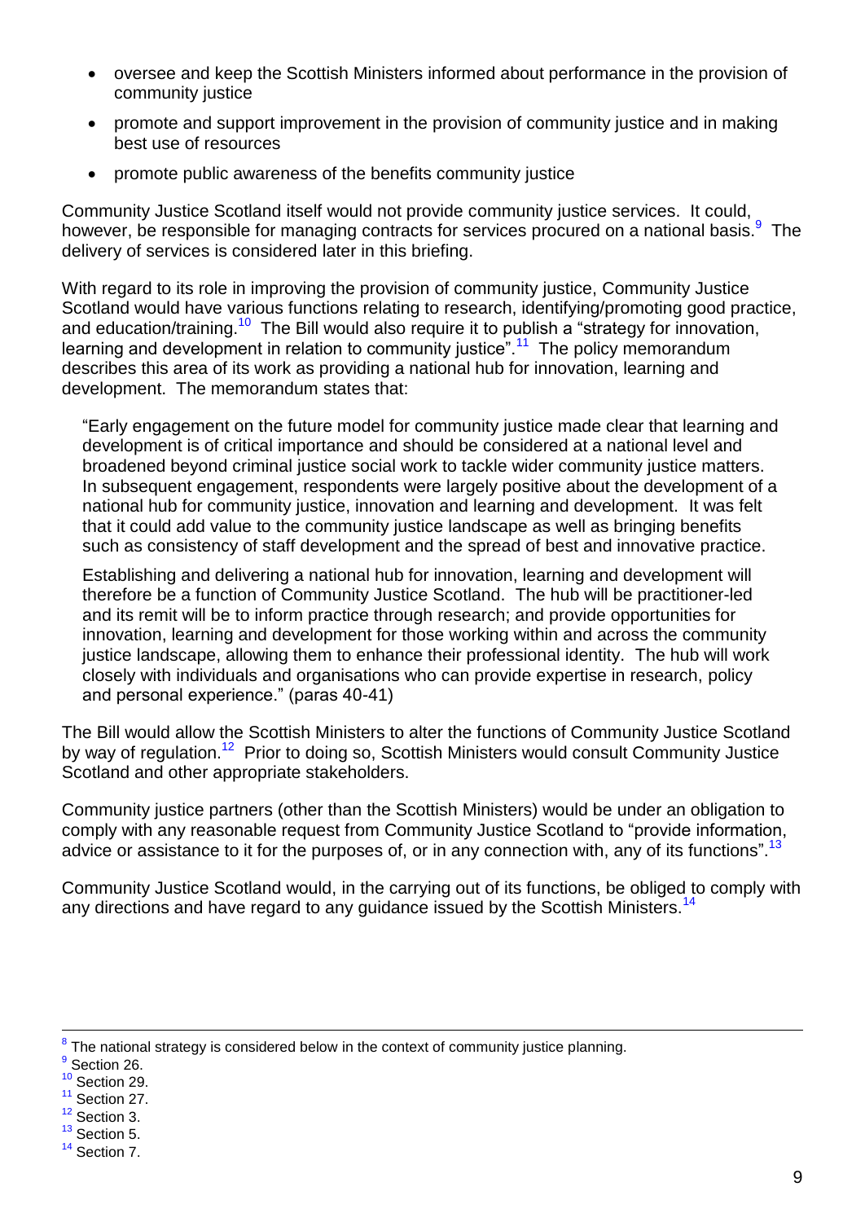- oversee and keep the Scottish Ministers informed about performance in the provision of community justice
- promote and support improvement in the provision of community justice and in making best use of resources
- promote public awareness of the benefits community justice

Community Justice Scotland itself would not provide community justice services. It could, however, be responsible for managing contracts for services procured on a national basis.[9] The delivery of services is considered later in this briefing.

With regard to its role in improving the provision of community justice, Community Justice Scotland would have various functions relating to research, identifying/promoting good practice, and education/training.[10] The Bill would also require it to publish a "strategy for innovation, learning and development in relation to community justice".[11] The policy memorandum describes this area of its work as providing a national hub for innovation, learning and development. The memorandum states that:

> "Early engagement on the future model for community justice made clear that learning and development is of critical importance and should be considered at a national level and broadened beyond criminal justice social work to tackle wider community justice matters. In subsequent engagement, respondents were largely positive about the development of a national hub for community justice, innovation and learning and development. It was felt that it could add value to the community justice landscape as well as bringing benefits such as consistency of staff development and the spread of best and innovative practice.
>
> Establishing and delivering a national hub for innovation, learning and development will therefore be a function of Community Justice Scotland. The hub will be practitioner-led and its remit will be to inform practice through research; and provide opportunities for innovation, learning and development for those working within and across the community justice landscape, allowing them to enhance their professional identity. The hub will work closely with individuals and organisations who can provide expertise in research, policy and personal experience." (paras 40-41)

The Bill would allow the Scottish Ministers to alter the functions of Community Justice Scotland by way of regulation.[12] Prior to doing so, Scottish Ministers would consult Community Justice Scotland and other appropriate stakeholders.

Community justice partners (other than the Scottish Ministers) would be under an obligation to comply with any reasonable request from Community Justice Scotland to "provide information, advice or assistance to it for the purposes of, or in any connection with, any of its functions".[13]

Community Justice Scotland would, in the carrying out of its functions, be obliged to comply with any directions and have regard to any guidance issued by the Scottish Ministers.[14]

---

[8] The national strategy is considered below in the context of community justice planning.

[9] Section 26.

[10] Section 29.

[11] Section 27.

[12] Section 3.

[13] Section 5.

[14] Section 7.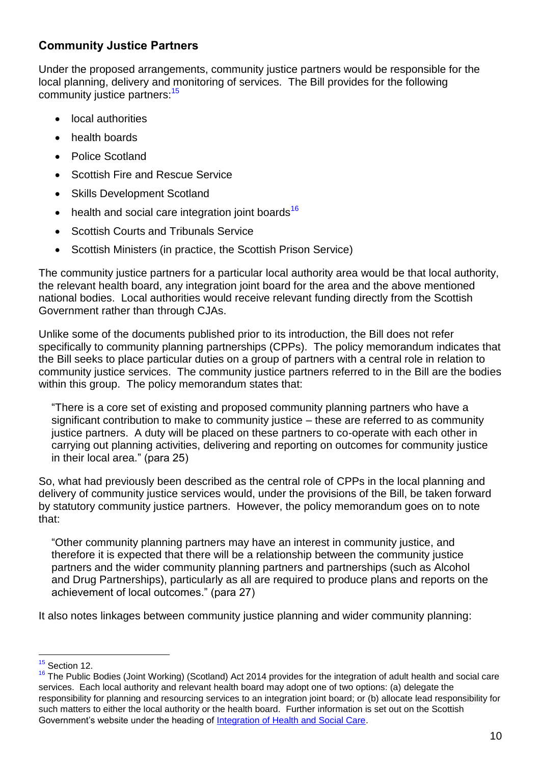### Community Justice Partners

Under the proposed arrangements, community justice partners would be responsible for the local planning, delivery and monitoring of services. The Bill provides for the following community justice partners:[15]

- local authorities
- health boards
- Police Scotland
- Scottish Fire and Rescue Service
- Skills Development Scotland
- health and social care integration joint boards[16]
- Scottish Courts and Tribunals Service
- Scottish Ministers (in practice, the Scottish Prison Service)

The community justice partners for a particular local authority area would be that local authority, the relevant health board, any integration joint board for the area and the above mentioned national bodies. Local authorities would receive relevant funding directly from the Scottish Government rather than through CJAs.

Unlike some of the documents published prior to its introduction, the Bill does not refer specifically to community planning partnerships (CPPs). The policy memorandum indicates that the Bill seeks to place particular duties on a group of partners with a central role in relation to community justice services. The community justice partners referred to in the Bill are the bodies within this group. The policy memorandum states that:

> "There is a core set of existing and proposed community planning partners who have a significant contribution to make to community justice – these are referred to as community justice partners. A duty will be placed on these partners to co-operate with each other in carrying out planning activities, delivering and reporting on outcomes for community justice in their local area." (para 25)

So, what had previously been described as the central role of CPPs in the local planning and delivery of community justice services would, under the provisions of the Bill, be taken forward by statutory community justice partners. However, the policy memorandum goes on to note that:

> "Other community planning partners may have an interest in community justice, and therefore it is expected that there will be a relationship between the community justice partners and the wider community planning partners and partnerships (such as Alcohol and Drug Partnerships), particularly as all are required to produce plans and reports on the achievement of local outcomes." (para 27)

It also notes linkages between community justice planning and wider community planning:

---

[15] Section 12.

[16] The Public Bodies (Joint Working) (Scotland) Act 2014 provides for the integration of adult health and social care services. Each local authority and relevant health board may adopt one of two options: (a) delegate the responsibility for planning and resourcing services to an integration joint board; or (b) allocate lead responsibility for such matters to either the local authority or the health board. Further information is set out on the Scottish Government's website under the heading of Integration of Health and Social Care.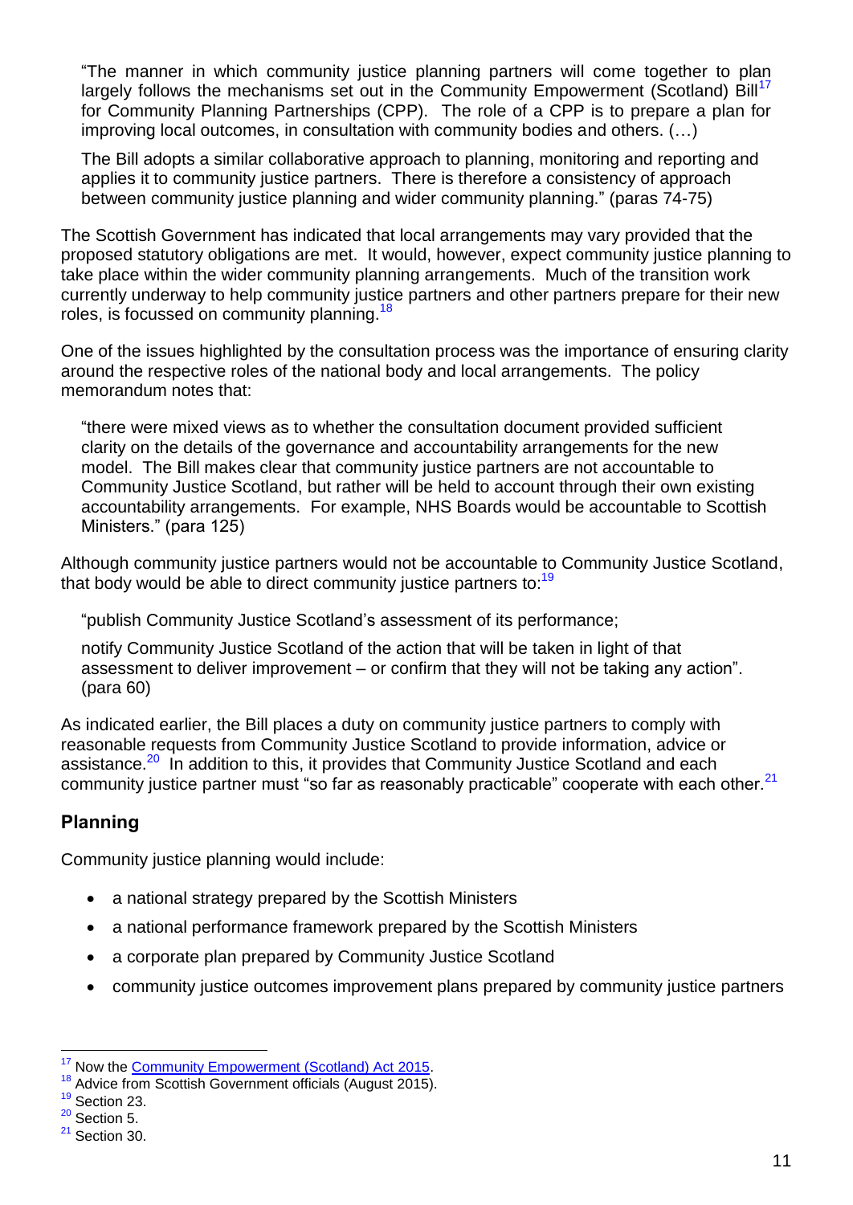> "The manner in which community justice planning partners will come together to plan largely follows the mechanisms set out in the Community Empowerment (Scotland) Bill[17] for Community Planning Partnerships (CPP). The role of a CPP is to prepare a plan for improving local outcomes, in consultation with community bodies and others. (…)
>
> The Bill adopts a similar collaborative approach to planning, monitoring and reporting and applies it to community justice partners. There is therefore a consistency of approach between community justice planning and wider community planning." (paras 74-75)

The Scottish Government has indicated that local arrangements may vary provided that the proposed statutory obligations are met. It would, however, expect community justice planning to take place within the wider community planning arrangements. Much of the transition work currently underway to help community justice partners and other partners prepare for their new roles, is focussed on community planning.[18]

One of the issues highlighted by the consultation process was the importance of ensuring clarity around the respective roles of the national body and local arrangements. The policy memorandum notes that:

> "there were mixed views as to whether the consultation document provided sufficient clarity on the details of the governance and accountability arrangements for the new model. The Bill makes clear that community justice partners are not accountable to Community Justice Scotland, but rather will be held to account through their own existing accountability arrangements. For example, NHS Boards would be accountable to Scottish Ministers." (para 125)

Although community justice partners would not be accountable to Community Justice Scotland, that body would be able to direct community justice partners to:[19]

> "publish Community Justice Scotland's assessment of its performance;
>
> notify Community Justice Scotland of the action that will be taken in light of that assessment to deliver improvement – or confirm that they will not be taking any action". (para 60)

As indicated earlier, the Bill places a duty on community justice partners to comply with reasonable requests from Community Justice Scotland to provide information, advice or assistance.[20] In addition to this, it provides that Community Justice Scotland and each community justice partner must "so far as reasonably practicable" cooperate with each other.[21]

## Planning

Community justice planning would include:

- a national strategy prepared by the Scottish Ministers
- a national performance framework prepared by the Scottish Ministers
- a corporate plan prepared by Community Justice Scotland
- community justice outcomes improvement plans prepared by community justice partners

---

[17] Now the Community Empowerment (Scotland) Act 2015.
[18] Advice from Scottish Government officials (August 2015).
[19] Section 23.
[20] Section 5.
[21] Section 30.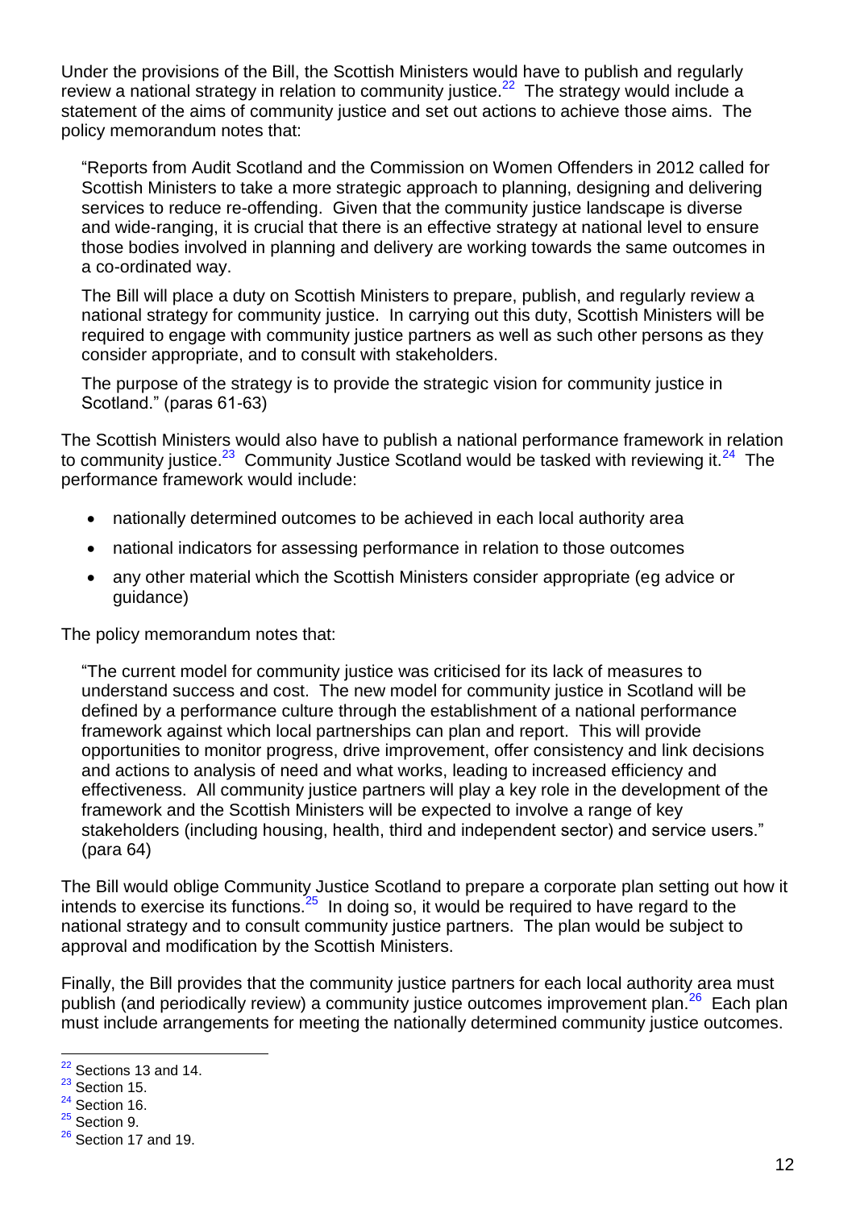Under the provisions of the Bill, the Scottish Ministers would have to publish and regularly review a national strategy in relation to community justice.[22] The strategy would include a statement of the aims of community justice and set out actions to achieve those aims. The policy memorandum notes that:

> "Reports from Audit Scotland and the Commission on Women Offenders in 2012 called for Scottish Ministers to take a more strategic approach to planning, designing and delivering services to reduce re-offending. Given that the community justice landscape is diverse and wide-ranging, it is crucial that there is an effective strategy at national level to ensure those bodies involved in planning and delivery are working towards the same outcomes in a co-ordinated way.
>
> The Bill will place a duty on Scottish Ministers to prepare, publish, and regularly review a national strategy for community justice. In carrying out this duty, Scottish Ministers will be required to engage with community justice partners as well as such other persons as they consider appropriate, and to consult with stakeholders.
>
> The purpose of the strategy is to provide the strategic vision for community justice in Scotland." (paras 61-63)

The Scottish Ministers would also have to publish a national performance framework in relation to community justice.[23] Community Justice Scotland would be tasked with reviewing it.[24] The performance framework would include:

- nationally determined outcomes to be achieved in each local authority area
- national indicators for assessing performance in relation to those outcomes
- any other material which the Scottish Ministers consider appropriate (eg advice or guidance)

The policy memorandum notes that:

> "The current model for community justice was criticised for its lack of measures to understand success and cost. The new model for community justice in Scotland will be defined by a performance culture through the establishment of a national performance framework against which local partnerships can plan and report. This will provide opportunities to monitor progress, drive improvement, offer consistency and link decisions and actions to analysis of need and what works, leading to increased efficiency and effectiveness. All community justice partners will play a key role in the development of the framework and the Scottish Ministers will be expected to involve a range of key stakeholders (including housing, health, third and independent sector) and service users." (para 64)

The Bill would oblige Community Justice Scotland to prepare a corporate plan setting out how it intends to exercise its functions.[25] In doing so, it would be required to have regard to the national strategy and to consult community justice partners. The plan would be subject to approval and modification by the Scottish Ministers.

Finally, the Bill provides that the community justice partners for each local authority area must publish (and periodically review) a community justice outcomes improvement plan.[26] Each plan must include arrangements for meeting the nationally determined community justice outcomes.

---

[22] Sections 13 and 14.
[23] Section 15.
[24] Section 16.
[25] Section 9.
[26] Section 17 and 19.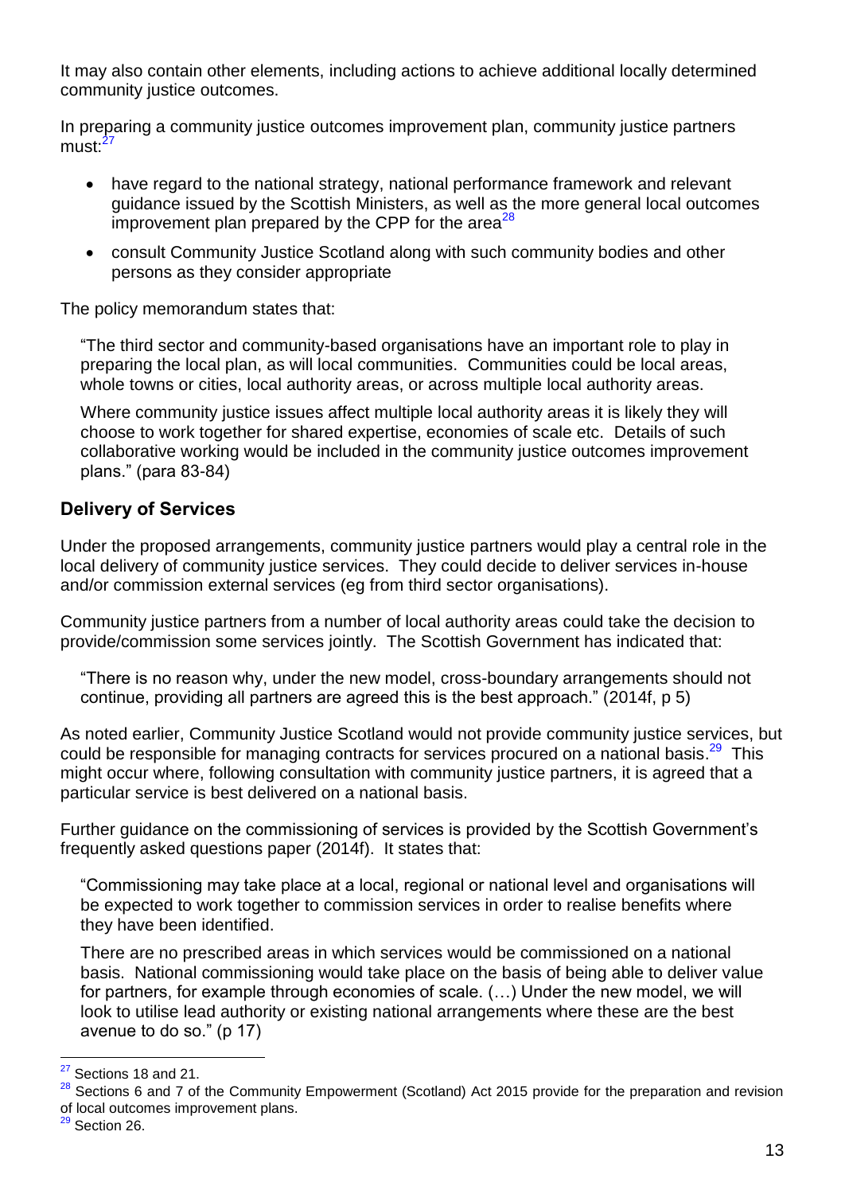It may also contain other elements, including actions to achieve additional locally determined community justice outcomes.

In preparing a community justice outcomes improvement plan, community justice partners must:[27]

- have regard to the national strategy, national performance framework and relevant guidance issued by the Scottish Ministers, as well as the more general local outcomes improvement plan prepared by the CPP for the area[28]
- consult Community Justice Scotland along with such community bodies and other persons as they consider appropriate

The policy memorandum states that:

> "The third sector and community-based organisations have an important role to play in preparing the local plan, as will local communities. Communities could be local areas, whole towns or cities, local authority areas, or across multiple local authority areas.
>
> Where community justice issues affect multiple local authority areas it is likely they will choose to work together for shared expertise, economies of scale etc. Details of such collaborative working would be included in the community justice outcomes improvement plans." (para 83-84)

## Delivery of Services

Under the proposed arrangements, community justice partners would play a central role in the local delivery of community justice services. They could decide to deliver services in-house and/or commission external services (eg from third sector organisations).

Community justice partners from a number of local authority areas could take the decision to provide/commission some services jointly. The Scottish Government has indicated that:

> "There is no reason why, under the new model, cross-boundary arrangements should not continue, providing all partners are agreed this is the best approach." (2014f, p 5)

As noted earlier, Community Justice Scotland would not provide community justice services, but could be responsible for managing contracts for services procured on a national basis.[29] This might occur where, following consultation with community justice partners, it is agreed that a particular service is best delivered on a national basis.

Further guidance on the commissioning of services is provided by the Scottish Government's frequently asked questions paper (2014f). It states that:

> "Commissioning may take place at a local, regional or national level and organisations will be expected to work together to commission services in order to realise benefits where they have been identified.
>
> There are no prescribed areas in which services would be commissioned on a national basis. National commissioning would take place on the basis of being able to deliver value for partners, for example through economies of scale. (…) Under the new model, we will look to utilise lead authority or existing national arrangements where these are the best avenue to do so." (p 17)

---

[27] Sections 18 and 21.

[28] Sections 6 and 7 of the Community Empowerment (Scotland) Act 2015 provide for the preparation and revision of local outcomes improvement plans.

[29] Section 26.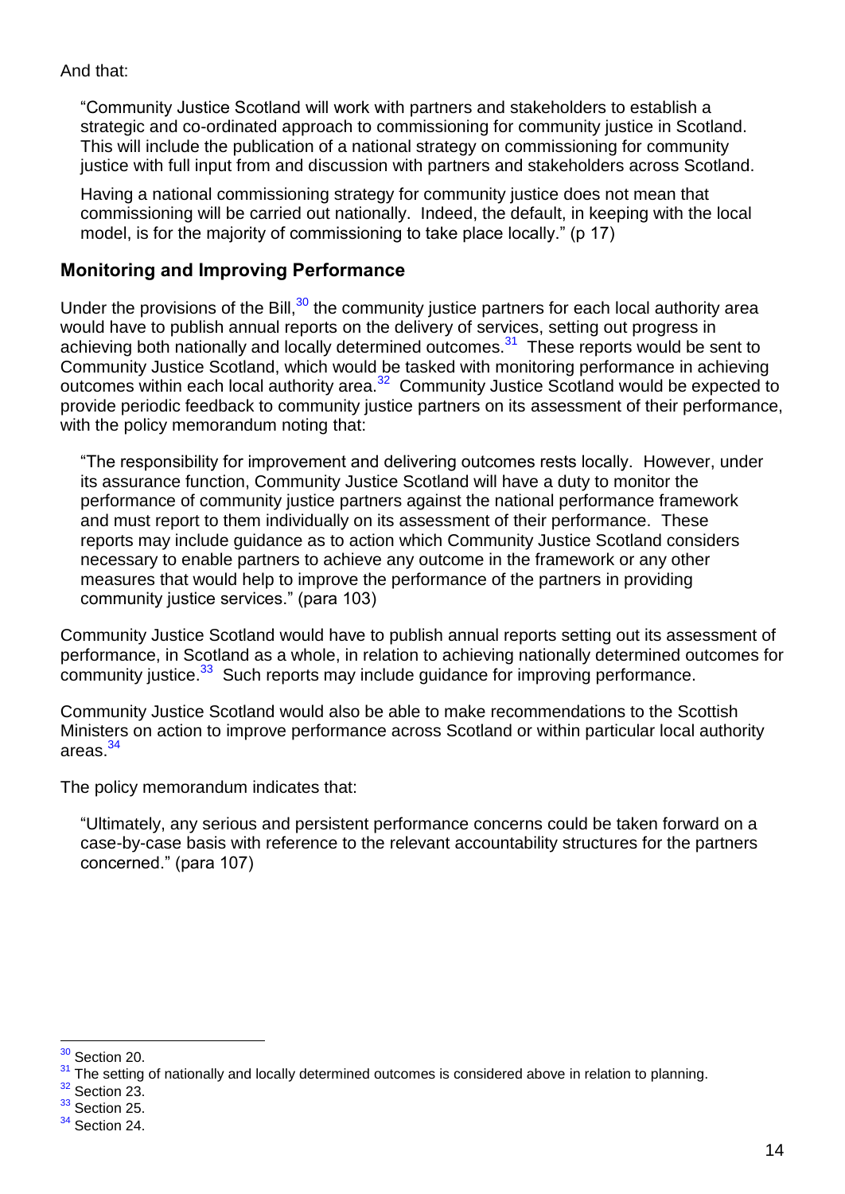And that:

> "Community Justice Scotland will work with partners and stakeholders to establish a strategic and co-ordinated approach to commissioning for community justice in Scotland. This will include the publication of a national strategy on commissioning for community justice with full input from and discussion with partners and stakeholders across Scotland.
>
> Having a national commissioning strategy for community justice does not mean that commissioning will be carried out nationally. Indeed, the default, in keeping with the local model, is for the majority of commissioning to take place locally." (p 17)

### Monitoring and Improving Performance

Under the provisions of the Bill,[30] the community justice partners for each local authority area would have to publish annual reports on the delivery of services, setting out progress in achieving both nationally and locally determined outcomes.[31] These reports would be sent to Community Justice Scotland, which would be tasked with monitoring performance in achieving outcomes within each local authority area.[32] Community Justice Scotland would be expected to provide periodic feedback to community justice partners on its assessment of their performance, with the policy memorandum noting that:

> "The responsibility for improvement and delivering outcomes rests locally. However, under its assurance function, Community Justice Scotland will have a duty to monitor the performance of community justice partners against the national performance framework and must report to them individually on its assessment of their performance. These reports may include guidance as to action which Community Justice Scotland considers necessary to enable partners to achieve any outcome in the framework or any other measures that would help to improve the performance of the partners in providing community justice services." (para 103)

Community Justice Scotland would have to publish annual reports setting out its assessment of performance, in Scotland as a whole, in relation to achieving nationally determined outcomes for community justice.[33] Such reports may include guidance for improving performance.

Community Justice Scotland would also be able to make recommendations to the Scottish Ministers on action to improve performance across Scotland or within particular local authority areas.[34]

The policy memorandum indicates that:

> "Ultimately, any serious and persistent performance concerns could be taken forward on a case-by-case basis with reference to the relevant accountability structures for the partners concerned." (para 107)

---

[30] Section 20.

[31] The setting of nationally and locally determined outcomes is considered above in relation to planning.

[32] Section 23.

[33] Section 25.

[34] Section 24.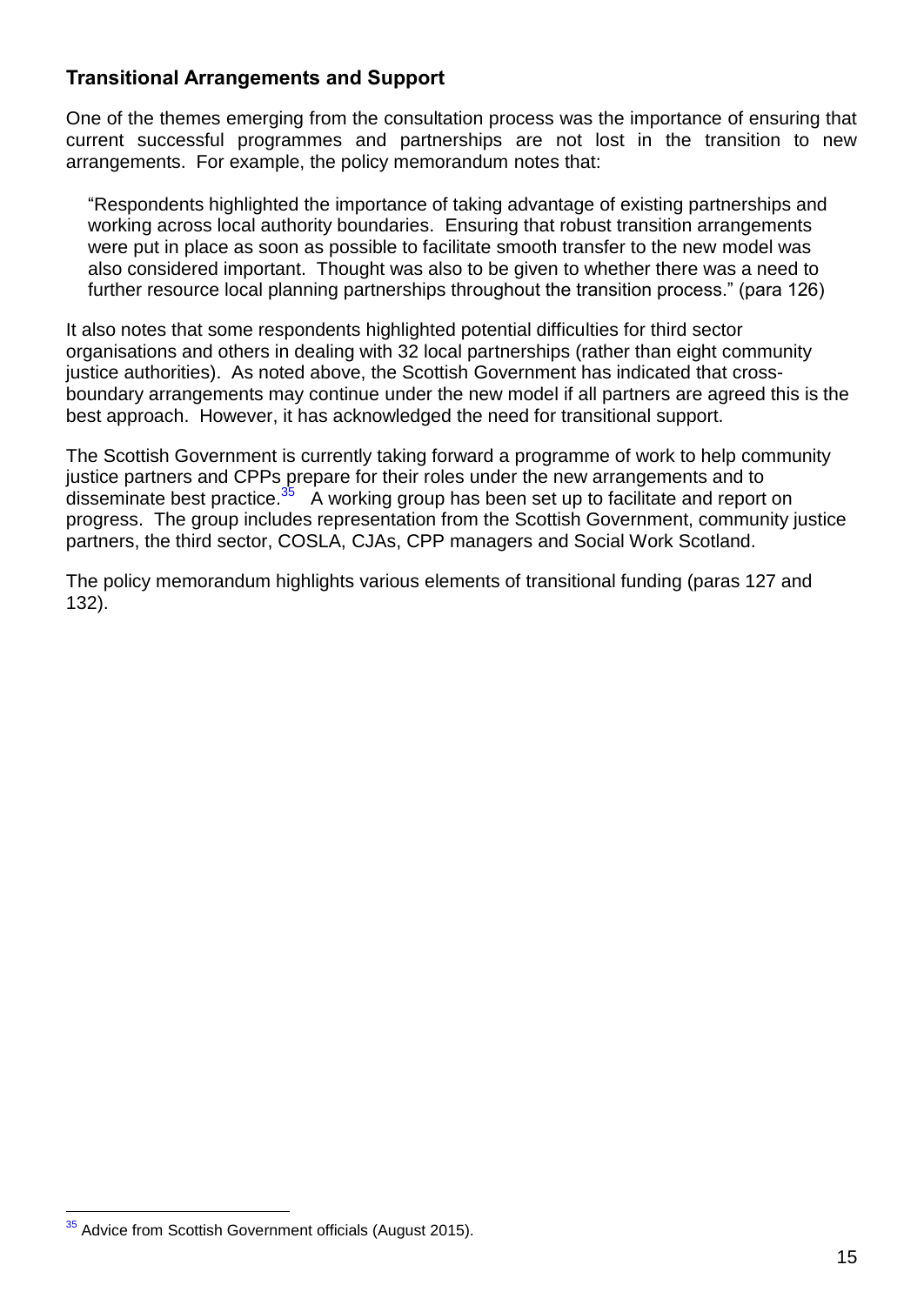## Transitional Arrangements and Support

One of the themes emerging from the consultation process was the importance of ensuring that current successful programmes and partnerships are not lost in the transition to new arrangements. For example, the policy memorandum notes that:

> "Respondents highlighted the importance of taking advantage of existing partnerships and working across local authority boundaries. Ensuring that robust transition arrangements were put in place as soon as possible to facilitate smooth transfer to the new model was also considered important. Thought was also to be given to whether there was a need to further resource local planning partnerships throughout the transition process." (para 126)

It also notes that some respondents highlighted potential difficulties for third sector organisations and others in dealing with 32 local partnerships (rather than eight community justice authorities). As noted above, the Scottish Government has indicated that cross-boundary arrangements may continue under the new model if all partners are agreed this is the best approach. However, it has acknowledged the need for transitional support.

The Scottish Government is currently taking forward a programme of work to help community justice partners and CPPs prepare for their roles under the new arrangements and to disseminate best practice.[35] A working group has been set up to facilitate and report on progress. The group includes representation from the Scottish Government, community justice partners, the third sector, COSLA, CJAs, CPP managers and Social Work Scotland.

The policy memorandum highlights various elements of transitional funding (paras 127 and 132).

---

[35] Advice from Scottish Government officials (August 2015).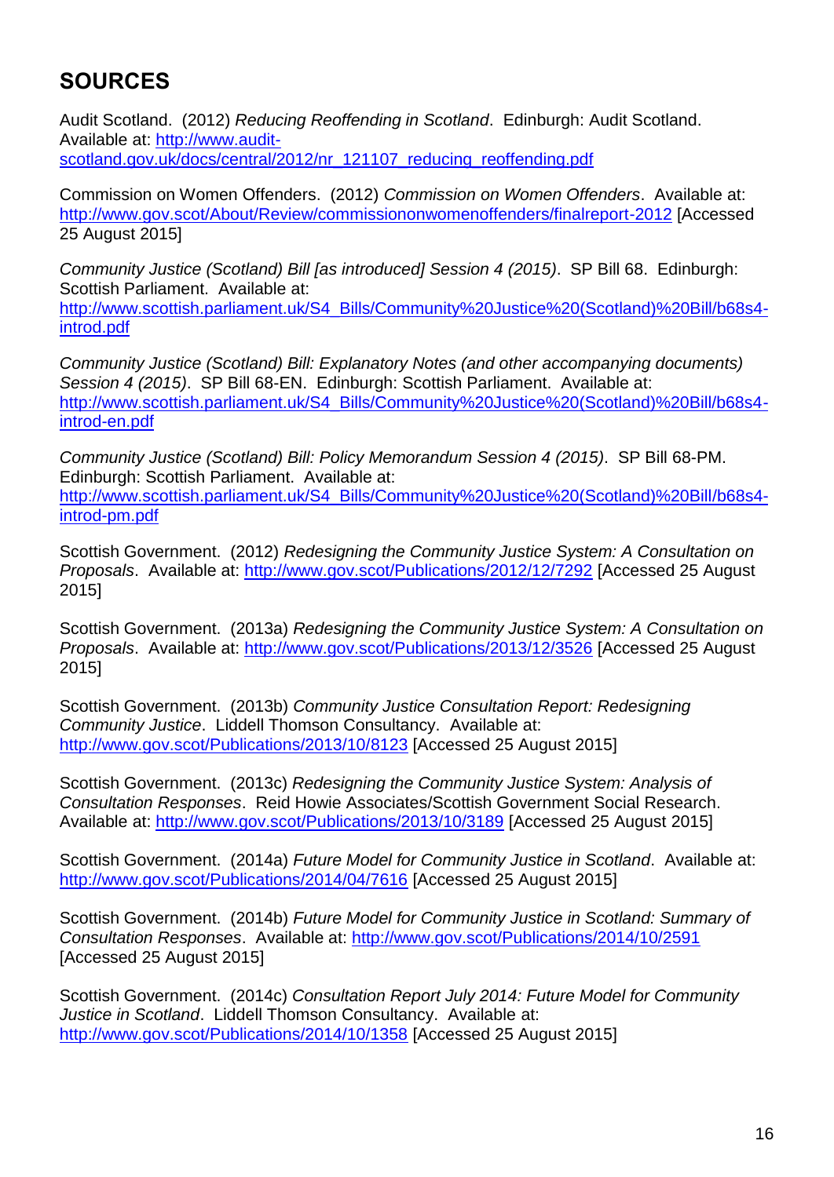## SOURCES

Audit Scotland. (2012) *Reducing Reoffending in Scotland*. Edinburgh: Audit Scotland. Available at: http://www.audit-scotland.gov.uk/docs/central/2012/nr_121107_reducing_reoffending.pdf

Commission on Women Offenders. (2012) *Commission on Women Offenders*. Available at: http://www.gov.scot/About/Review/commissiononwomenoffenders/finalreport-2012 [Accessed 25 August 2015]

*Community Justice (Scotland) Bill [as introduced] Session 4 (2015)*. SP Bill 68. Edinburgh: Scottish Parliament. Available at: http://www.scottish.parliament.uk/S4_Bills/Community%20Justice%20(Scotland)%20Bill/b68s4-introd.pdf

*Community Justice (Scotland) Bill: Explanatory Notes (and other accompanying documents) Session 4 (2015)*. SP Bill 68-EN. Edinburgh: Scottish Parliament. Available at: http://www.scottish.parliament.uk/S4_Bills/Community%20Justice%20(Scotland)%20Bill/b68s4-introd-en.pdf

*Community Justice (Scotland) Bill: Policy Memorandum Session 4 (2015)*. SP Bill 68-PM. Edinburgh: Scottish Parliament. Available at: http://www.scottish.parliament.uk/S4_Bills/Community%20Justice%20(Scotland)%20Bill/b68s4-introd-pm.pdf

Scottish Government. (2012) *Redesigning the Community Justice System: A Consultation on Proposals*. Available at: http://www.gov.scot/Publications/2012/12/7292 [Accessed 25 August 2015]

Scottish Government. (2013a) *Redesigning the Community Justice System: A Consultation on Proposals*. Available at: http://www.gov.scot/Publications/2013/12/3526 [Accessed 25 August 2015]

Scottish Government. (2013b) *Community Justice Consultation Report: Redesigning Community Justice*. Liddell Thomson Consultancy. Available at: http://www.gov.scot/Publications/2013/10/8123 [Accessed 25 August 2015]

Scottish Government. (2013c) *Redesigning the Community Justice System: Analysis of Consultation Responses*. Reid Howie Associates/Scottish Government Social Research. Available at: http://www.gov.scot/Publications/2013/10/3189 [Accessed 25 August 2015]

Scottish Government. (2014a) *Future Model for Community Justice in Scotland*. Available at: http://www.gov.scot/Publications/2014/04/7616 [Accessed 25 August 2015]

Scottish Government. (2014b) *Future Model for Community Justice in Scotland: Summary of Consultation Responses*. Available at: http://www.gov.scot/Publications/2014/10/2591 [Accessed 25 August 2015]

Scottish Government. (2014c) *Consultation Report July 2014: Future Model for Community Justice in Scotland*. Liddell Thomson Consultancy. Available at: http://www.gov.scot/Publications/2014/10/1358 [Accessed 25 August 2015]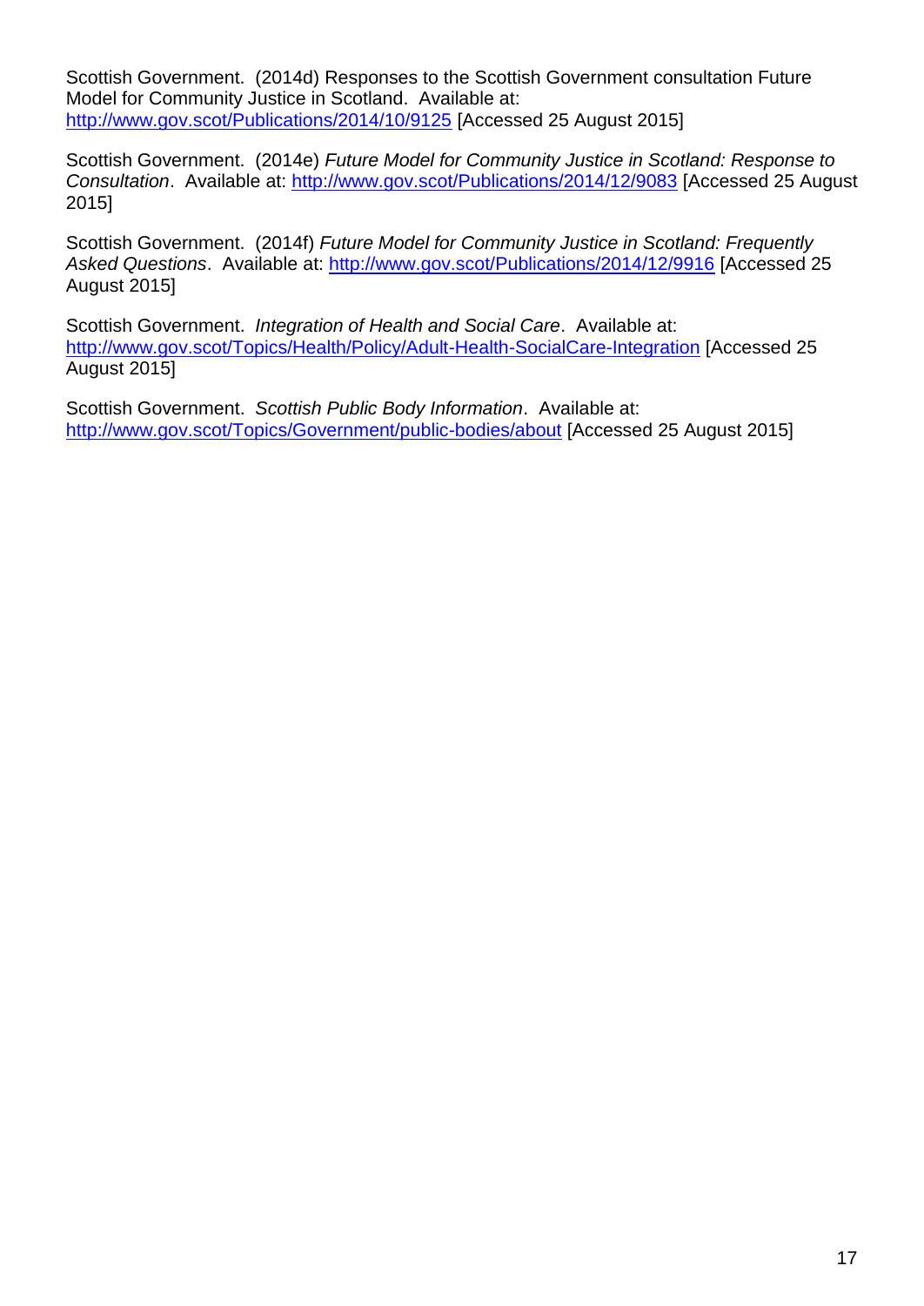Scottish Government. (2014d) Responses to the Scottish Government consultation Future Model for Community Justice in Scotland. Available at: http://www.gov.scot/Publications/2014/10/9125 [Accessed 25 August 2015]

Scottish Government. (2014e) *Future Model for Community Justice in Scotland: Response to Consultation*. Available at: http://www.gov.scot/Publications/2014/12/9083 [Accessed 25 August 2015]

Scottish Government. (2014f) *Future Model for Community Justice in Scotland: Frequently Asked Questions*. Available at: http://www.gov.scot/Publications/2014/12/9916 [Accessed 25 August 2015]

Scottish Government. *Integration of Health and Social Care*. Available at: http://www.gov.scot/Topics/Health/Policy/Adult-Health-SocialCare-Integration [Accessed 25 August 2015]

Scottish Government. *Scottish Public Body Information*. Available at: http://www.gov.scot/Topics/Government/public-bodies/about [Accessed 25 August 2015]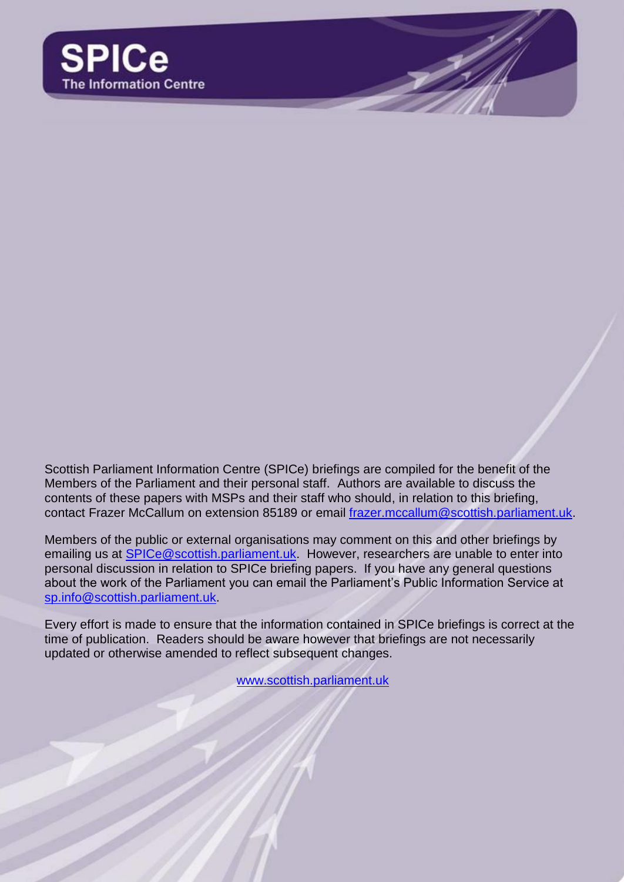**SPICe**
**The Information Centre**

Scottish Parliament Information Centre (SPICe) briefings are compiled for the benefit of the Members of the Parliament and their personal staff. Authors are available to discuss the contents of these papers with MSPs and their staff who should, in relation to this briefing, contact Frazer McCallum on extension 85189 or email frazer.mccallum@scottish.parliament.uk.

Members of the public or external organisations may comment on this and other briefings by emailing us at SPICe@scottish.parliament.uk. However, researchers are unable to enter into personal discussion in relation to SPICe briefing papers. If you have any general questions about the work of the Parliament you can email the Parliament's Public Information Service at sp.info@scottish.parliament.uk.

Every effort is made to ensure that the information contained in SPICe briefings is correct at the time of publication. Readers should be aware however that briefings are not necessarily updated or otherwise amended to reflect subsequent changes.

www.scottish.parliament.uk